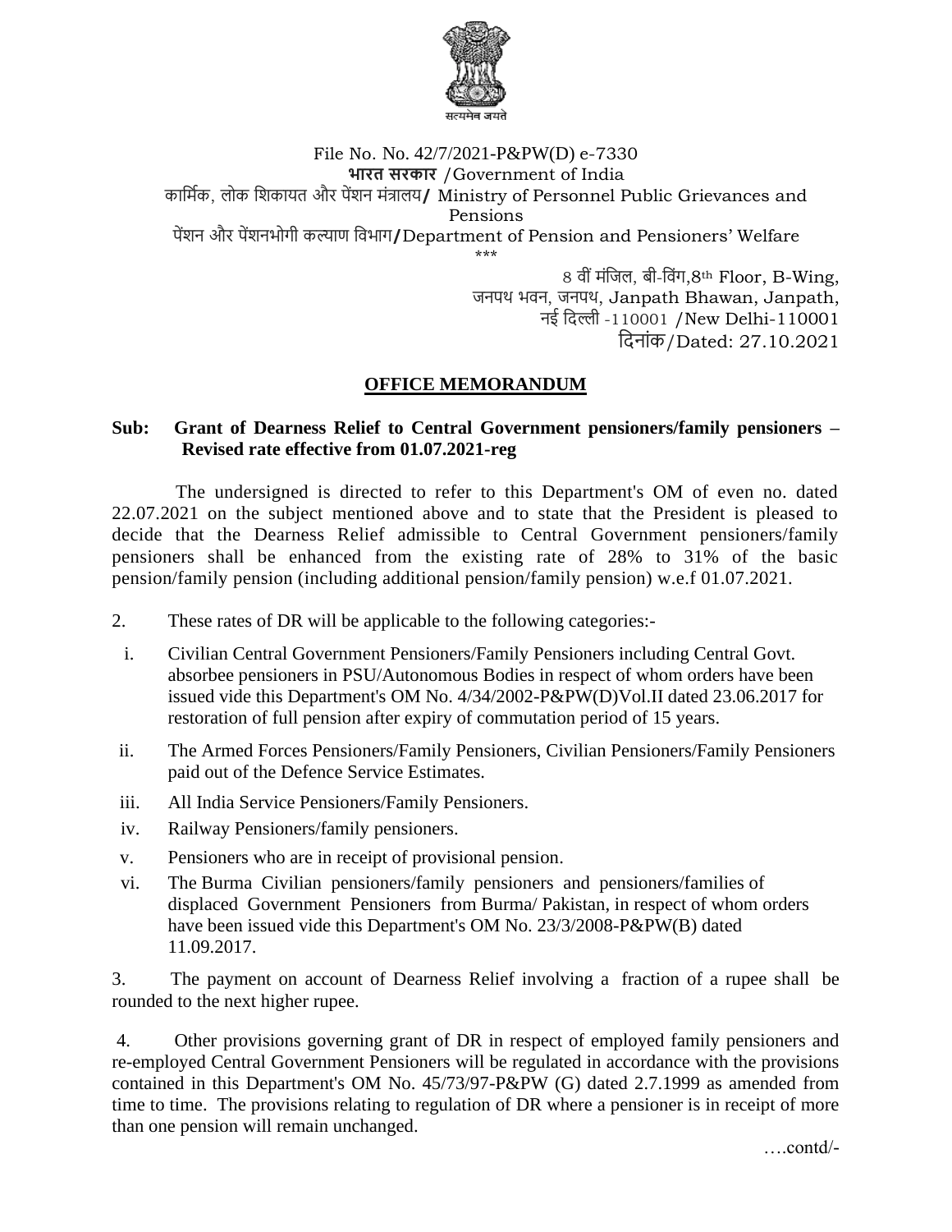File No. No. 42/7/2021-P&PW(D) e-7330

**भारत सरकार** /Government of India

कार्मिक, लोक शिकायत और पेंशन मंत्रालय**/** Ministry of Personnel Public Grievances and Pensions

पेंशन और पेंशनभोगी कल्याण विभाग**/**Department of Pension and Pensioners' Welfare

\*\*\*

8 वीं मंजिल, बी-विंग,8th Floor, B-Wing,
जनपथ भवन, जनपथ, Janpath Bhawan, Janpath,
नई दिल्ली -110001 /New Delhi-110001
दिनांक/Dated: 27.10.2021

## OFFICE MEMORANDUM

**Sub: Grant of Dearness Relief to Central Government pensioners/family pensioners – Revised rate effective from 01.07.2021-reg**

The undersigned is directed to refer to this Department's OM of even no. dated 22.07.2021 on the subject mentioned above and to state that the President is pleased to decide that the Dearness Relief admissible to Central Government pensioners/family pensioners shall be enhanced from the existing rate of 28% to 31% of the basic pension/family pension (including additional pension/family pension) w.e.f 01.07.2021.

2. These rates of DR will be applicable to the following categories:-

i. Civilian Central Government Pensioners/Family Pensioners including Central Govt. absorbee pensioners in PSU/Autonomous Bodies in respect of whom orders have been issued vide this Department's OM No. 4/34/2002-P&PW(D)Vol.II dated 23.06.2017 for restoration of full pension after expiry of commutation period of 15 years.

ii. The Armed Forces Pensioners/Family Pensioners, Civilian Pensioners/Family Pensioners paid out of the Defence Service Estimates.

iii. All India Service Pensioners/Family Pensioners.

iv. Railway Pensioners/family pensioners.

v. Pensioners who are in receipt of provisional pension.

vi. The Burma Civilian pensioners/family pensioners and pensioners/families of displaced Government Pensioners from Burma/ Pakistan, in respect of whom orders have been issued vide this Department's OM No. 23/3/2008-P&PW(B) dated 11.09.2017.

3. The payment on account of Dearness Relief involving a fraction of a rupee shall be rounded to the next higher rupee.

4. Other provisions governing grant of DR in respect of employed family pensioners and re-employed Central Government Pensioners will be regulated in accordance with the provisions contained in this Department's OM No. 45/73/97-P&PW (G) dated 2.7.1999 as amended from time to time. The provisions relating to regulation of DR where a pensioner is in receipt of more than one pension will remain unchanged.

….contd/-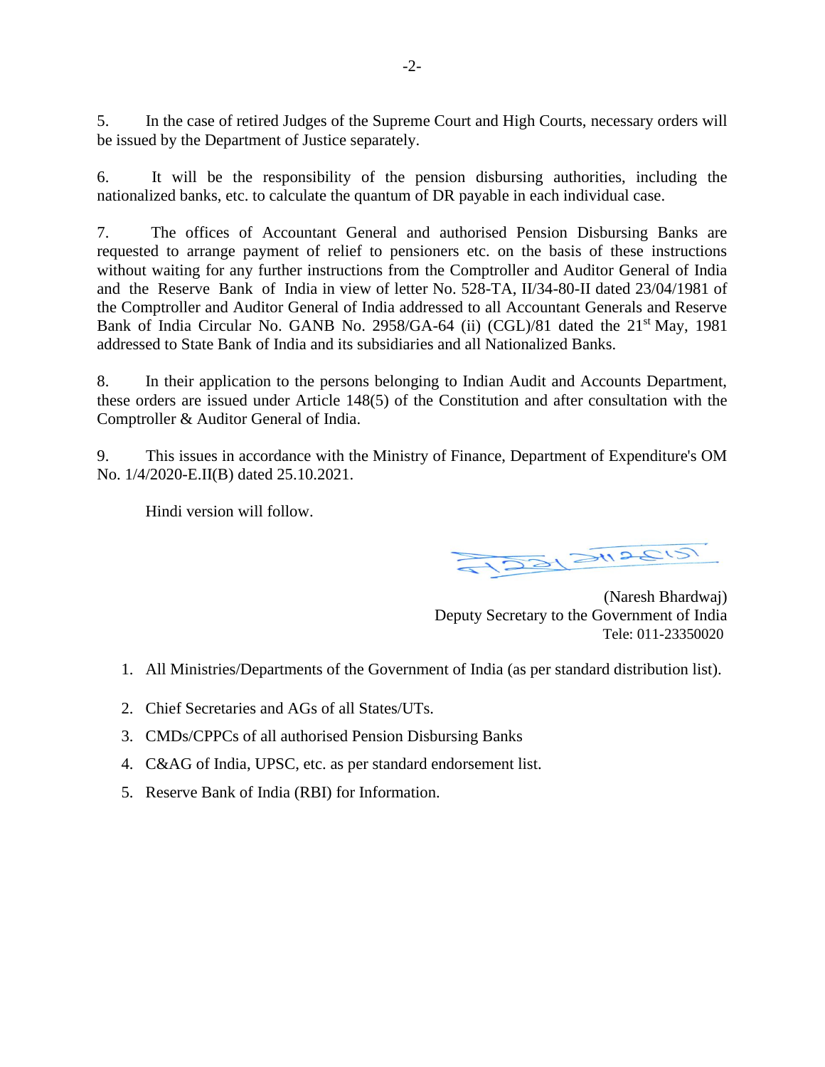5. In the case of retired Judges of the Supreme Court and High Courts, necessary orders will be issued by the Department of Justice separately.

6. It will be the responsibility of the pension disbursing authorities, including the nationalized banks, etc. to calculate the quantum of DR payable in each individual case.

7. The offices of Accountant General and authorised Pension Disbursing Banks are requested to arrange payment of relief to pensioners etc. on the basis of these instructions without waiting for any further instructions from the Comptroller and Auditor General of India and the Reserve Bank of India in view of letter No. 528-TA, II/34-80-II dated 23/04/1981 of the Comptroller and Auditor General of India addressed to all Accountant Generals and Reserve Bank of India Circular No. GANB No. 2958/GA-64 (ii) (CGL)/81 dated the 21st May, 1981 addressed to State Bank of India and its subsidiaries and all Nationalized Banks.

8. In their application to the persons belonging to Indian Audit and Accounts Department, these orders are issued under Article 148(5) of the Constitution and after consultation with the Comptroller & Auditor General of India.

9. This issues in accordance with the Ministry of Finance, Department of Expenditure's OM No. 1/4/2020-E.II(B) dated 25.10.2021.

Hindi version will follow.

(Naresh Bhardwaj)
Deputy Secretary to the Government of India
Tele: 011-23350020

1. All Ministries/Departments of the Government of India (as per standard distribution list).
2. Chief Secretaries and AGs of all States/UTs.
3. CMDs/CPPCs of all authorised Pension Disbursing Banks
4. C&AG of India, UPSC, etc. as per standard endorsement list.
5. Reserve Bank of India (RBI) for Information.